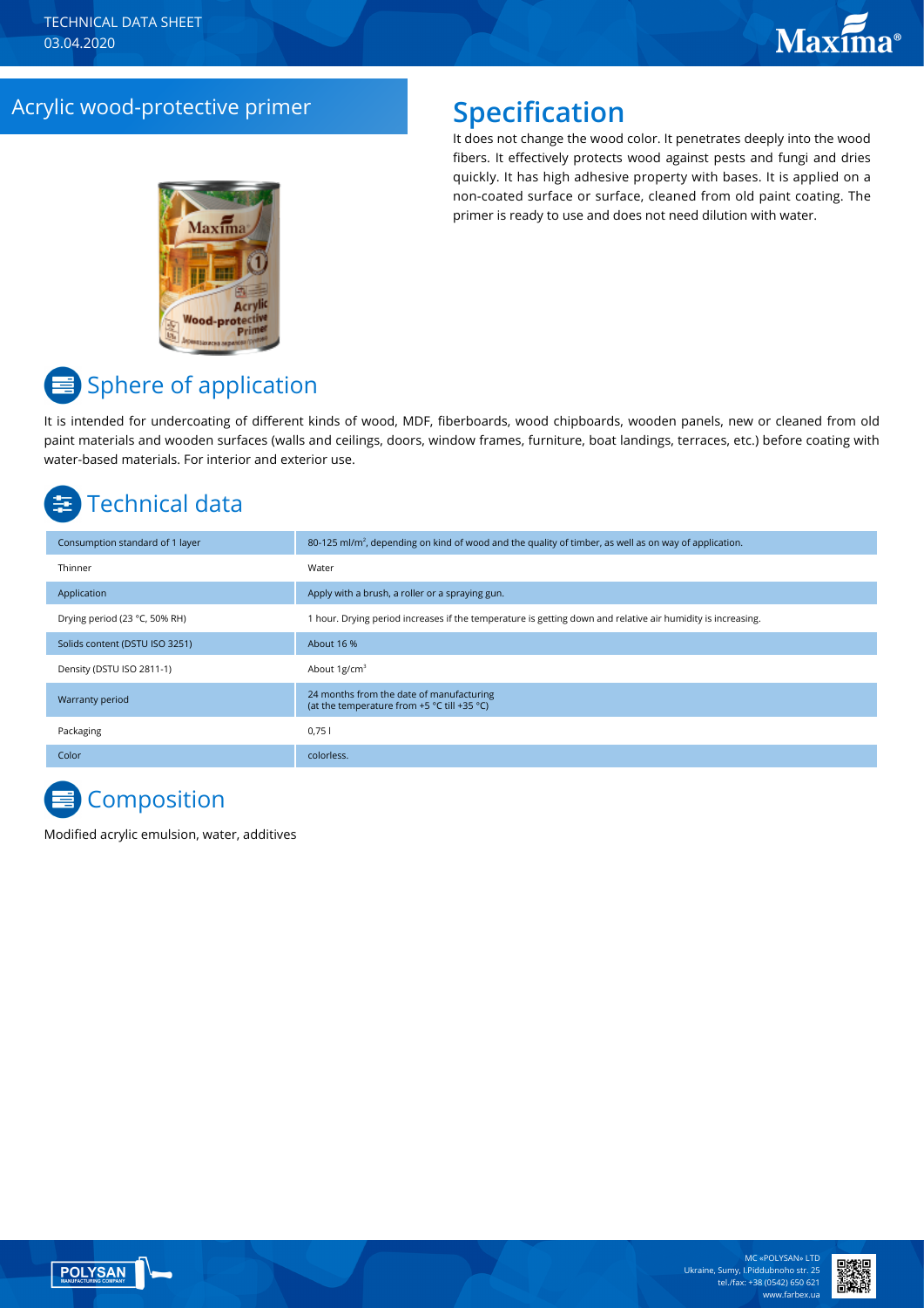TECHNICAL DATA SHEET
03.04.2020

# Acrylic wood-protective primer

## Specification

It does not change the wood color. It penetrates deeply into the wood fibers. It effectively protects wood against pests and fungi and dries quickly. It has high adhesive property with bases. It is applied on a non-coated surface or surface, cleaned from old paint coating. The primer is ready to use and does not need dilution with water.

## Sphere of application

It is intended for undercoating of different kinds of wood, MDF, fiberboards, wood chipboards, wooden panels, new or cleaned from old paint materials and wooden surfaces (walls and ceilings, doors, window frames, furniture, boat landings, terraces, etc.) before coating with water-based materials. For interior and exterior use.

## Technical data

| | |
|---|---|
| Consumption standard of 1 layer | 80-125 ml/m$^2$, depending on kind of wood and the quality of timber, as well as on way of application. |
| Thinner | Water |
| Application | Apply with a brush, a roller or a spraying gun. |
| Drying period (23 °C, 50% RH) | 1 hour. Drying period increases if the temperature is getting down and relative air humidity is increasing. |
| Solids content (DSTU ISO 3251) | About 16 % |
| Density (DSTU ISO 2811-1) | About 1g/cm$^3$ |
| Warranty period | 24 months from the date of manufacturing (at the temperature from +5 °C till +35 °C) |
| Packaging | 0,75 l |
| Color | colorless. |

## Composition

Modified acrylic emulsion, water, additives

MC «POLYSAN» LTD
Ukraine, Sumy, I.Piddubnoho str. 25
tel./fax: +38 (0542) 650 621
www.farbex.ua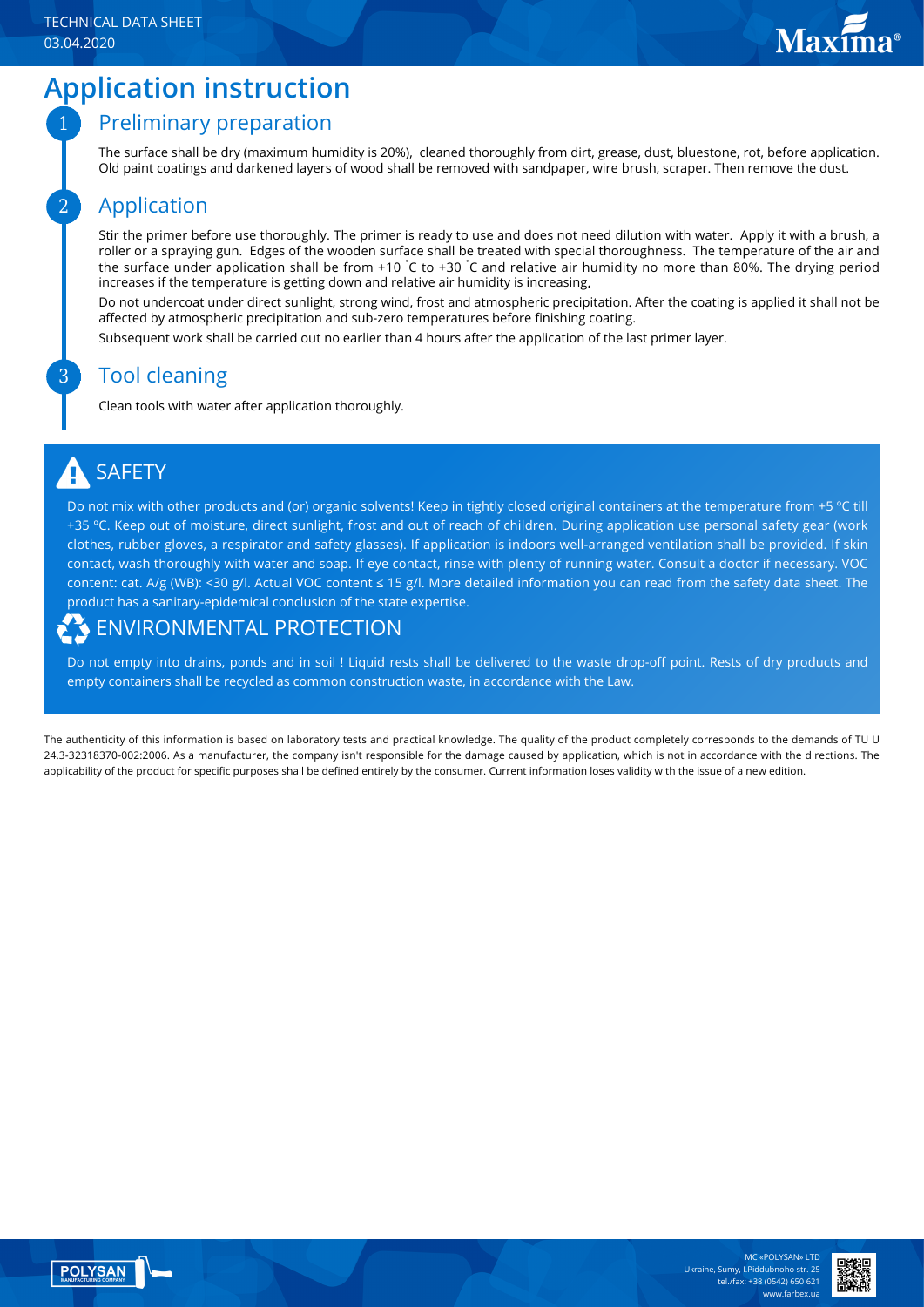# Application instruction

## 1 Preliminary preparation

The surface shall be dry (maximum humidity is 20%), cleaned thoroughly from dirt, grease, dust, bluestone, rot, before application. Old paint coatings and darkened layers of wood shall be removed with sandpaper, wire brush, scraper. Then remove the dust.

## 2 Application

Stir the primer before use thoroughly. The primer is ready to use and does not need dilution with water. Apply it with a brush, a roller or a spraying gun. Edges of the wooden surface shall be treated with special thoroughness. The temperature of the air and the surface under application shall be from +10 ˚C to +30 ˚C and relative air humidity no more than 80%. The drying period increases if the temperature is getting down and relative air humidity is increasing.

Do not undercoat under direct sunlight, strong wind, frost and atmospheric precipitation. After the coating is applied it shall not be affected by atmospheric precipitation and sub-zero temperatures before finishing coating.

Subsequent work shall be carried out no earlier than 4 hours after the application of the last primer layer.

## 3 Tool cleaning

Clean tools with water after application thoroughly.

## SAFETY

Do not mix with other products and (or) organic solvents! Keep in tightly closed original containers at the temperature from +5 ºC till +35 ºC. Keep out of moisture, direct sunlight, frost and out of reach of children. During application use personal safety gear (work clothes, rubber gloves, a respirator and safety glasses). If application is indoors well-arranged ventilation shall be provided. If skin contact, wash thoroughly with water and soap. If eye contact, rinse with plenty of running water. Consult a doctor if necessary. VOC content: cat. A/g (WB): <30 g/l. Actual VOC content ≤ 15 g/l. More detailed information you can read from the safety data sheet. The product has a sanitary-epidemical conclusion of the state expertise.

## ENVIRONMENTAL PROTECTION

Do not empty into drains, ponds and in soil ! Liquid rests shall be delivered to the waste drop-off point. Rests of dry products and empty containers shall be recycled as common construction waste, in accordance with the Law.

The authenticity of this information is based on laboratory tests and practical knowledge. The quality of the product completely corresponds to the demands of TU U 24.3-32318370-002:2006. As a manufacturer, the company isn't responsible for the damage caused by application, which is not in accordance with the directions. The applicability of the product for specific purposes shall be defined entirely by the consumer. Current information loses validity with the issue of a new edition.

MC «POLYSAN» LTD
Ukraine, Sumy, I.Piddubnoho str. 25
tel./fax: +38 (0542) 650 621
www.farbex.ua